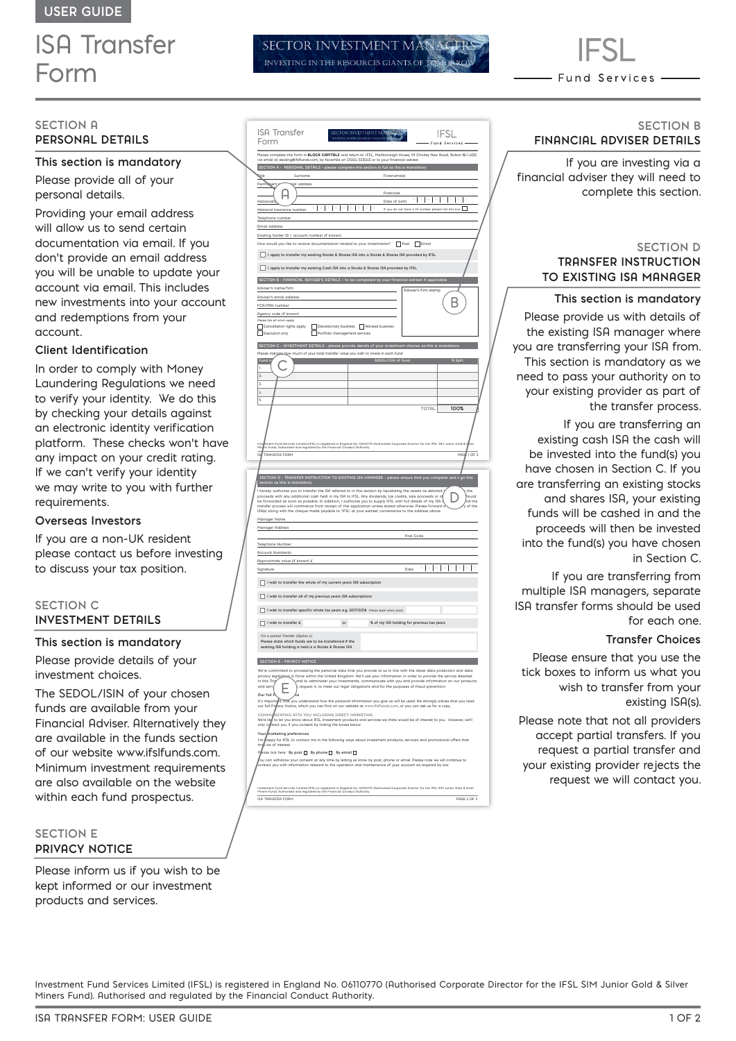USER GUIDE

# ISA Transfer Form

SECTOR INVESTMENT MANAGERS
INVESTING IN THE RESOURCES GIANTS OF TOMORROW

IFSL Fund Services

## SECTION A
## PERSONAL DETAILS

**This section is mandatory**

Please provide all of your personal details.

Providing your email address will allow us to send certain documentation via email. If you don't provide an email address you will be unable to update your account via email. This includes new investments into your account and redemptions from your account.

**Client Identification**

In order to comply with Money Laundering Regulations we need to verify your identity. We do this by checking your details against an electronic identity verification platform. These checks won't have any impact on your credit rating. If we can't verify your identity we may write to you with further requirements.

**Overseas Investors**

If you are a non-UK resident please contact us before investing to discuss your tax position.

## SECTION C
## INVESTMENT DETAILS

**This section is mandatory**

Please provide details of your investment choices.

The SEDOL/ISIN of your chosen funds are available from your Financial Adviser. Alternatively they are available in the funds section of our website www.ifslfunds.com. Minimum investment requirements are also available on the website within each fund prospectus.

## SECTION E
## PRIVACY NOTICE

Please inform us if you wish to be kept informed or our investment products and services.

## SECTION B
## FINANCIAL ADVISER DETAILS

If you are investing via a financial adviser they will need to complete this section.

## SECTION D
## TRANSFER INSTRUCTION TO EXISTING ISA MANAGER

**This section is mandatory**

Please provide us with details of the existing ISA manager where you are transferring your ISA from. This section is mandatory as we need to pass your authority on to your existing provider as part of the transfer process.

If you are transferring an existing cash ISA the cash will be invested into the fund(s) you have chosen in Section C. If you are transferring an existing stocks and shares ISA, your existing funds will be cashed in and the proceeds will then be invested into the fund(s) you have chosen in Section C.

If you are transferring from multiple ISA managers, separate ISA transfer forms should be used for each one.

**Transfer Choices**

Please ensure that you use the tick boxes to inform us what you wish to transfer from your existing ISA(s).

Please note that not all providers accept partial transfers. If you request a partial transfer and your existing provider rejects the request we will contact you.

Investment Fund Services Limited (IFSL) is registered in England No. 06110770 (Authorised Corporate Director for the IFSL SIM Junior Gold & Silver Miners Fund). Authorised and regulated by the Financial Conduct Authority.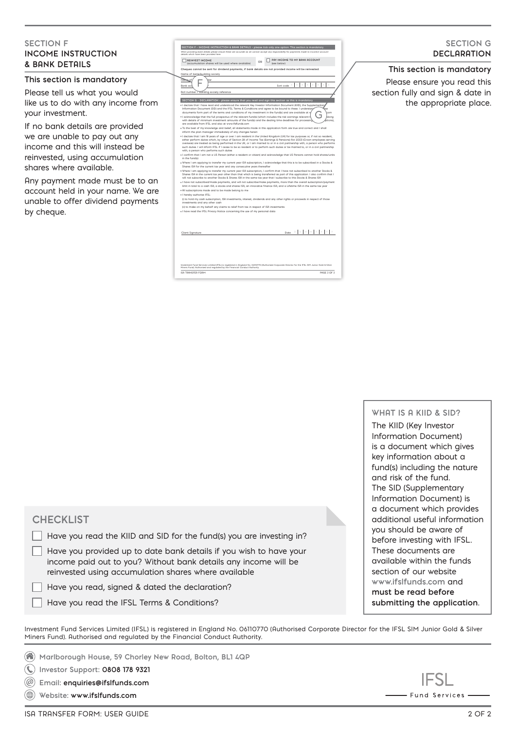## SECTION F
## INCOME INSTRUCTION & BANK DETAILS

**This section is mandatory**

Please tell us what you would like us to do with any income from your investment.

If no bank details are provided we are unable to pay out any income and this will instead be reinvested, using accumulation shares where available.

Any payment made must be to an account held in your name. We are unable to offer dividend payments by cheque.

## SECTION G
## DECLARATION

**This section is mandatory**

Please ensure you read this section fully and sign & date in the appropriate place.

### WHAT IS A KIID & SID?

The KIID (Key Investor Information Document) is a document which gives key information about a fund(s) including the nature and risk of the fund.

The SID (Supplementary Information Document) is a document which provides additional useful information you should be aware of before investing with IFSL. These documents are available within the funds section of our website www.ifslfunds.com and **must be read before submitting the application**.

## CHECKLIST

- ☐ Have you read the KIID and SID for the fund(s) you are investing in?
- ☐ Have you provided up to date bank details if you wish to have your income paid out to you? Without bank details any income will be reinvested using accumulation shares where available
- ☐ Have you read, signed & dated the declaration?
- ☐ Have you read the IFSL Terms & Conditions?

Investment Fund Services Limited (IFSL) is registered in England No. 06110770 (Authorised Corporate Director for the IFSL SIM Junior Gold & Silver Miners Fund). Authorised and regulated by the Financial Conduct Authority.

Marlborough House, 59 Chorley New Road, Bolton, BL1 4QP

Investor Support: **0808 178 9321**

Email: **enquiries@ifslfunds.com**

Website: **www.ifslfunds.com**

IFSL Fund Services